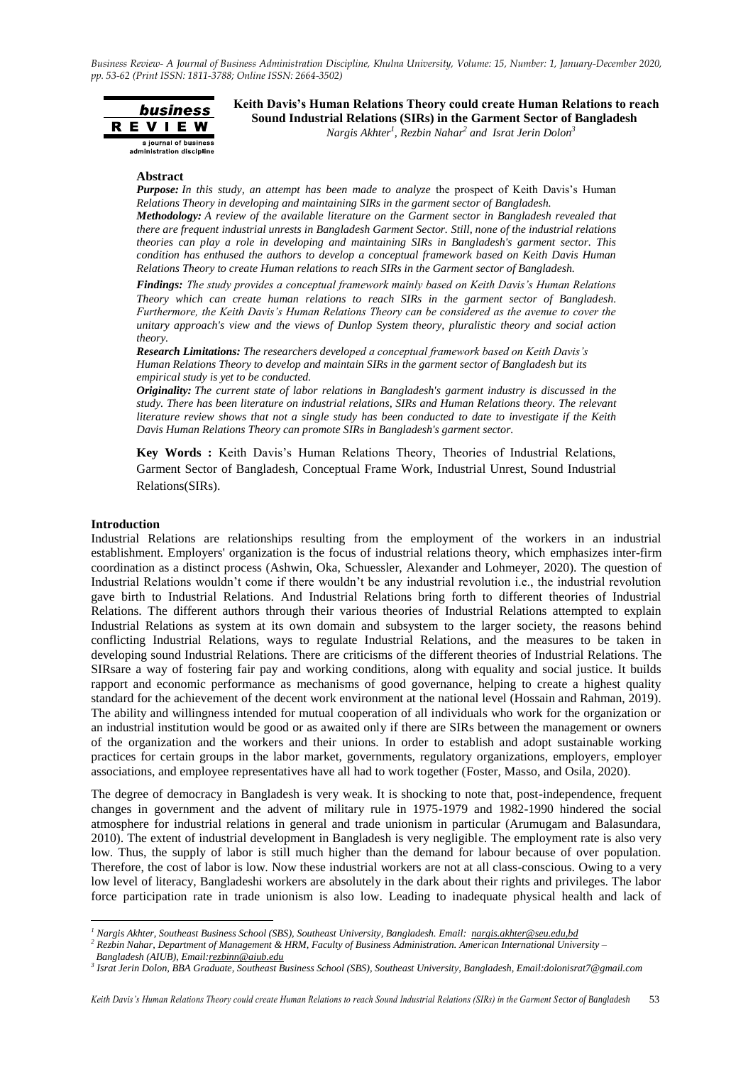# Keith Davis's Human Relations Theory could create Human Relations to reach Sound Industrial Relations (SIRs) in the Garment Sector of Bangladesh

*Nargis Akhter[1], Rezbin Nahar[2] and Israt Jerin Dolon[3]*

## Abstract

***Purpose:*** *In this study, an attempt has been made to analyze* the prospect of Keith Davis's Human *Relations Theory in developing and maintaining SIRs in the garment sector of Bangladesh.*

***Methodology:*** *A review of the available literature on the Garment sector in Bangladesh revealed that there are frequent industrial unrests in Bangladesh Garment Sector. Still, none of the industrial relations theories can play a role in developing and maintaining SIRs in Bangladesh's garment sector. This condition has enthused the authors to develop a conceptual framework based on Keith Davis Human Relations Theory to create Human relations to reach SIRs in the Garment sector of Bangladesh.*

***Findings:*** *The study provides a conceptual framework mainly based on Keith Davis's Human Relations Theory which can create human relations to reach SIRs in the garment sector of Bangladesh. Furthermore, the Keith Davis's Human Relations Theory can be considered as the avenue to cover the unitary approach's view and the views of Dunlop System theory, pluralistic theory and social action theory.*

***Research Limitations:*** *The researchers developed a conceptual framework based on Keith Davis's Human Relations Theory to develop and maintain SIRs in the garment sector of Bangladesh but its empirical study is yet to be conducted.*

***Originality:*** *The current state of labor relations in Bangladesh's garment industry is discussed in the study. There has been literature on industrial relations, SIRs and Human Relations theory. The relevant literature review shows that not a single study has been conducted to date to investigate if the Keith Davis Human Relations Theory can promote SIRs in Bangladesh's garment sector.*

**Key Words :** Keith Davis's Human Relations Theory, Theories of Industrial Relations, Garment Sector of Bangladesh, Conceptual Frame Work, Industrial Unrest, Sound Industrial Relations(SIRs).

## Introduction

Industrial Relations are relationships resulting from the employment of the workers in an industrial establishment. Employers' organization is the focus of industrial relations theory, which emphasizes inter-firm coordination as a distinct process (Ashwin, Oka, Schuessler, Alexander and Lohmeyer, 2020). The question of Industrial Relations wouldn't come if there wouldn't be any industrial revolution i.e., the industrial revolution gave birth to Industrial Relations. And Industrial Relations bring forth to different theories of Industrial Relations. The different authors through their various theories of Industrial Relations attempted to explain Industrial Relations as system at its own domain and subsystem to the larger society, the reasons behind conflicting Industrial Relations, ways to regulate Industrial Relations, and the measures to be taken in developing sound Industrial Relations. There are criticisms of the different theories of Industrial Relations. The SIRsare a way of fostering fair pay and working conditions, along with equality and social justice. It builds rapport and economic performance as mechanisms of good governance, helping to create a highest quality standard for the achievement of the decent work environment at the national level (Hossain and Rahman, 2019). The ability and willingness intended for mutual cooperation of all individuals who work for the organization or an industrial institution would be good or as awaited only if there are SIRs between the management or owners of the organization and the workers and their unions. In order to establish and adopt sustainable working practices for certain groups in the labor market, governments, regulatory organizations, employers, employer associations, and employee representatives have all had to work together (Foster, Masso, and Osila, 2020).

The degree of democracy in Bangladesh is very weak. It is shocking to note that, post-independence, frequent changes in government and the advent of military rule in 1975-1979 and 1982-1990 hindered the social atmosphere for industrial relations in general and trade unionism in particular (Arumugam and Balasundara, 2010). The extent of industrial development in Bangladesh is very negligible. The employment rate is also very low. Thus, the supply of labor is still much higher than the demand for labour because of over population. Therefore, the cost of labor is low. Now these industrial workers are not at all class-conscious. Owing to a very low level of literacy, Bangladeshi workers are absolutely in the dark about their rights and privileges. The labor force participation rate in trade unionism is also low. Leading to inadequate physical health and lack of

---

[1] *Nargis Akhter, Southeast Business School (SBS), Southeast University, Bangladesh. Email: nargis.akhter@seu.edu,bd*

[2] *Rezbin Nahar, Department of Management & HRM, Faculty of Business Administration. American International University – Bangladesh (AIUB), Email:rezbinn@aiub.edu*

[3] *Israt Jerin Dolon, BBA Graduate, Southeast Business School (SBS), Southeast University, Bangladesh, Email:dolonisrat7@gmail.com*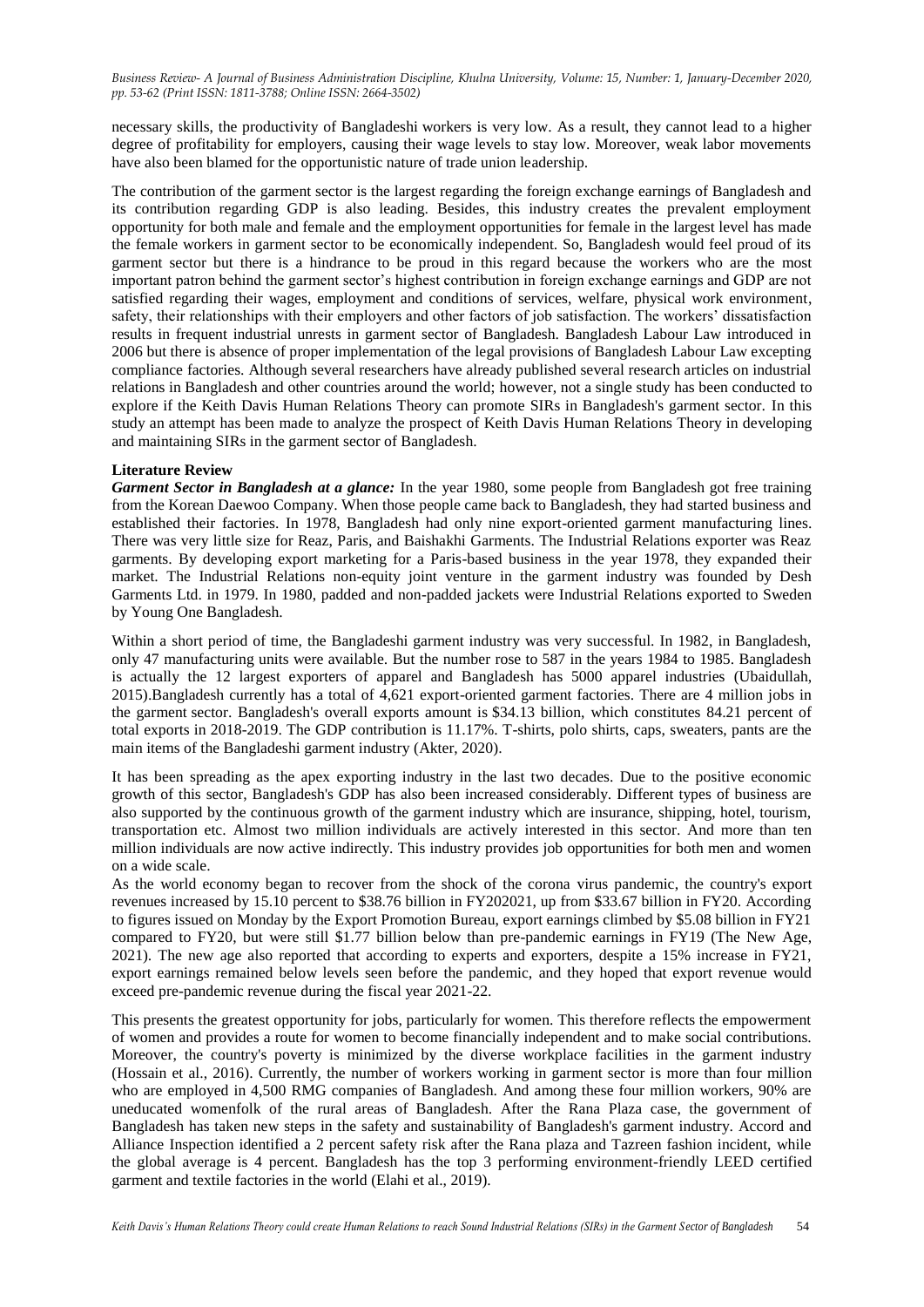necessary skills, the productivity of Bangladeshi workers is very low. As a result, they cannot lead to a higher degree of profitability for employers, causing their wage levels to stay low. Moreover, weak labor movements have also been blamed for the opportunistic nature of trade union leadership.

The contribution of the garment sector is the largest regarding the foreign exchange earnings of Bangladesh and its contribution regarding GDP is also leading. Besides, this industry creates the prevalent employment opportunity for both male and female and the employment opportunities for female in the largest level has made the female workers in garment sector to be economically independent. So, Bangladesh would feel proud of its garment sector but there is a hindrance to be proud in this regard because the workers who are the most important patron behind the garment sector's highest contribution in foreign exchange earnings and GDP are not satisfied regarding their wages, employment and conditions of services, welfare, physical work environment, safety, their relationships with their employers and other factors of job satisfaction. The workers' dissatisfaction results in frequent industrial unrests in garment sector of Bangladesh. Bangladesh Labour Law introduced in 2006 but there is absence of proper implementation of the legal provisions of Bangladesh Labour Law excepting compliance factories. Although several researchers have already published several research articles on industrial relations in Bangladesh and other countries around the world; however, not a single study has been conducted to explore if the Keith Davis Human Relations Theory can promote SIRs in Bangladesh's garment sector. In this study an attempt has been made to analyze the prospect of Keith Davis Human Relations Theory in developing and maintaining SIRs in the garment sector of Bangladesh.

## Literature Review

***Garment Sector in Bangladesh at a glance:*** In the year 1980, some people from Bangladesh got free training from the Korean Daewoo Company. When those people came back to Bangladesh, they had started business and established their factories. In 1978, Bangladesh had only nine export-oriented garment manufacturing lines. There was very little size for Reaz, Paris, and Baishakhi Garments. The Industrial Relations exporter was Reaz garments. By developing export marketing for a Paris-based business in the year 1978, they expanded their market. The Industrial Relations non-equity joint venture in the garment industry was founded by Desh Garments Ltd. in 1979. In 1980, padded and non-padded jackets were Industrial Relations exported to Sweden by Young One Bangladesh.

Within a short period of time, the Bangladeshi garment industry was very successful. In 1982, in Bangladesh, only 47 manufacturing units were available. But the number rose to 587 in the years 1984 to 1985. Bangladesh is actually the 12 largest exporters of apparel and Bangladesh has 5000 apparel industries (Ubaidullah, 2015).Bangladesh currently has a total of 4,621 export-oriented garment factories. There are 4 million jobs in the garment sector. Bangladesh's overall exports amount is $34.13 billion, which constitutes 84.21 percent of total exports in 2018-2019. The GDP contribution is 11.17%. T-shirts, polo shirts, caps, sweaters, pants are the main items of the Bangladeshi garment industry (Akter, 2020).

It has been spreading as the apex exporting industry in the last two decades. Due to the positive economic growth of this sector, Bangladesh's GDP has also been increased considerably. Different types of business are also supported by the continuous growth of the garment industry which are insurance, shipping, hotel, tourism, transportation etc. Almost two million individuals are actively interested in this sector. And more than ten million individuals are now active indirectly. This industry provides job opportunities for both men and women on a wide scale.

As the world economy began to recover from the shock of the corona virus pandemic, the country's export revenues increased by 15.10 percent to $38.76 billion in FY202021, up from $33.67 billion in FY20. According to figures issued on Monday by the Export Promotion Bureau, export earnings climbed by $5.08 billion in FY21 compared to FY20, but were still $1.77 billion below than pre-pandemic earnings in FY19 (The New Age, 2021). The new age also reported that according to experts and exporters, despite a 15% increase in FY21, export earnings remained below levels seen before the pandemic, and they hoped that export revenue would exceed pre-pandemic revenue during the fiscal year 2021-22.

This presents the greatest opportunity for jobs, particularly for women. This therefore reflects the empowerment of women and provides a route for women to become financially independent and to make social contributions. Moreover, the country's poverty is minimized by the diverse workplace facilities in the garment industry (Hossain et al., 2016). Currently, the number of workers working in garment sector is more than four million who are employed in 4,500 RMG companies of Bangladesh. And among these four million workers, 90% are uneducated womenfolk of the rural areas of Bangladesh. After the Rana Plaza case, the government of Bangladesh has taken new steps in the safety and sustainability of Bangladesh's garment industry. Accord and Alliance Inspection identified a 2 percent safety risk after the Rana plaza and Tazreen fashion incident, while the global average is 4 percent. Bangladesh has the top 3 performing environment-friendly LEED certified garment and textile factories in the world (Elahi et al., 2019).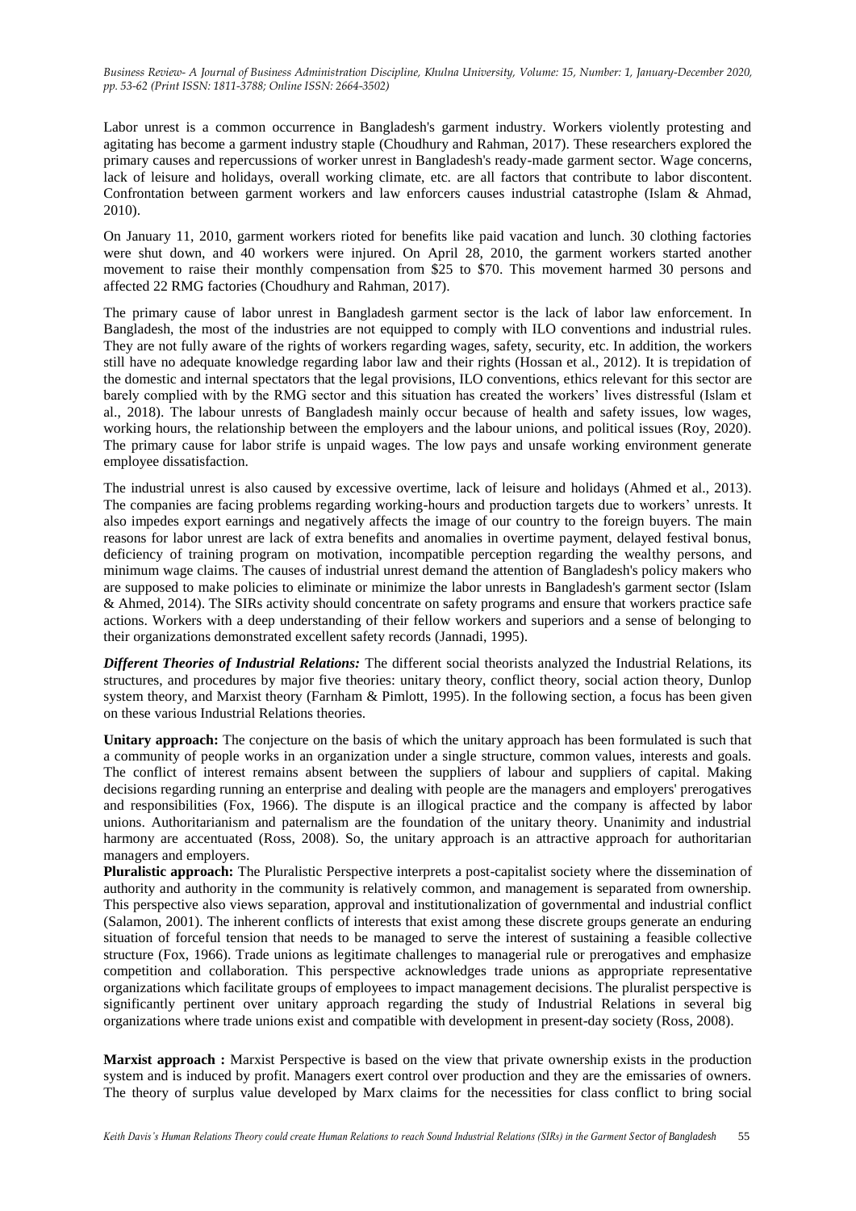Labor unrest is a common occurrence in Bangladesh's garment industry. Workers violently protesting and agitating has become a garment industry staple (Choudhury and Rahman, 2017). These researchers explored the primary causes and repercussions of worker unrest in Bangladesh's ready-made garment sector. Wage concerns, lack of leisure and holidays, overall working climate, etc. are all factors that contribute to labor discontent. Confrontation between garment workers and law enforcers causes industrial catastrophe (Islam & Ahmad, 2010).

On January 11, 2010, garment workers rioted for benefits like paid vacation and lunch. 30 clothing factories were shut down, and 40 workers were injured. On April 28, 2010, the garment workers started another movement to raise their monthly compensation from $25 to $70. This movement harmed 30 persons and affected 22 RMG factories (Choudhury and Rahman, 2017).

The primary cause of labor unrest in Bangladesh garment sector is the lack of labor law enforcement. In Bangladesh, the most of the industries are not equipped to comply with ILO conventions and industrial rules. They are not fully aware of the rights of workers regarding wages, safety, security, etc. In addition, the workers still have no adequate knowledge regarding labor law and their rights (Hossan et al., 2012). It is trepidation of the domestic and internal spectators that the legal provisions, ILO conventions, ethics relevant for this sector are barely complied with by the RMG sector and this situation has created the workers' lives distressful (Islam et al., 2018). The labour unrests of Bangladesh mainly occur because of health and safety issues, low wages, working hours, the relationship between the employers and the labour unions, and political issues (Roy, 2020). The primary cause for labor strife is unpaid wages. The low pays and unsafe working environment generate employee dissatisfaction.

The industrial unrest is also caused by excessive overtime, lack of leisure and holidays (Ahmed et al., 2013). The companies are facing problems regarding working-hours and production targets due to workers' unrests. It also impedes export earnings and negatively affects the image of our country to the foreign buyers. The main reasons for labor unrest are lack of extra benefits and anomalies in overtime payment, delayed festival bonus, deficiency of training program on motivation, incompatible perception regarding the wealthy persons, and minimum wage claims. The causes of industrial unrest demand the attention of Bangladesh's policy makers who are supposed to make policies to eliminate or minimize the labor unrests in Bangladesh's garment sector (Islam & Ahmed, 2014). The SIRs activity should concentrate on safety programs and ensure that workers practice safe actions. Workers with a deep understanding of their fellow workers and superiors and a sense of belonging to their organizations demonstrated excellent safety records (Jannadi, 1995).

***Different Theories of Industrial Relations:*** The different social theorists analyzed the Industrial Relations, its structures, and procedures by major five theories: unitary theory, conflict theory, social action theory, Dunlop system theory, and Marxist theory (Farnham & Pimlott, 1995). In the following section, a focus has been given on these various Industrial Relations theories.

**Unitary approach:** The conjecture on the basis of which the unitary approach has been formulated is such that a community of people works in an organization under a single structure, common values, interests and goals. The conflict of interest remains absent between the suppliers of labour and suppliers of capital. Making decisions regarding running an enterprise and dealing with people are the managers and employers' prerogatives and responsibilities (Fox, 1966). The dispute is an illogical practice and the company is affected by labor unions. Authoritarianism and paternalism are the foundation of the unitary theory. Unanimity and industrial harmony are accentuated (Ross, 2008). So, the unitary approach is an attractive approach for authoritarian managers and employers.

**Pluralistic approach:** The Pluralistic Perspective interprets a post-capitalist society where the dissemination of authority and authority in the community is relatively common, and management is separated from ownership. This perspective also views separation, approval and institutionalization of governmental and industrial conflict (Salamon, 2001). The inherent conflicts of interests that exist among these discrete groups generate an enduring situation of forceful tension that needs to be managed to serve the interest of sustaining a feasible collective structure (Fox, 1966). Trade unions as legitimate challenges to managerial rule or prerogatives and emphasize competition and collaboration. This perspective acknowledges trade unions as appropriate representative organizations which facilitate groups of employees to impact management decisions. The pluralist perspective is significantly pertinent over unitary approach regarding the study of Industrial Relations in several big organizations where trade unions exist and compatible with development in present-day society (Ross, 2008).

**Marxist approach :** Marxist Perspective is based on the view that private ownership exists in the production system and is induced by profit. Managers exert control over production and they are the emissaries of owners. The theory of surplus value developed by Marx claims for the necessities for class conflict to bring social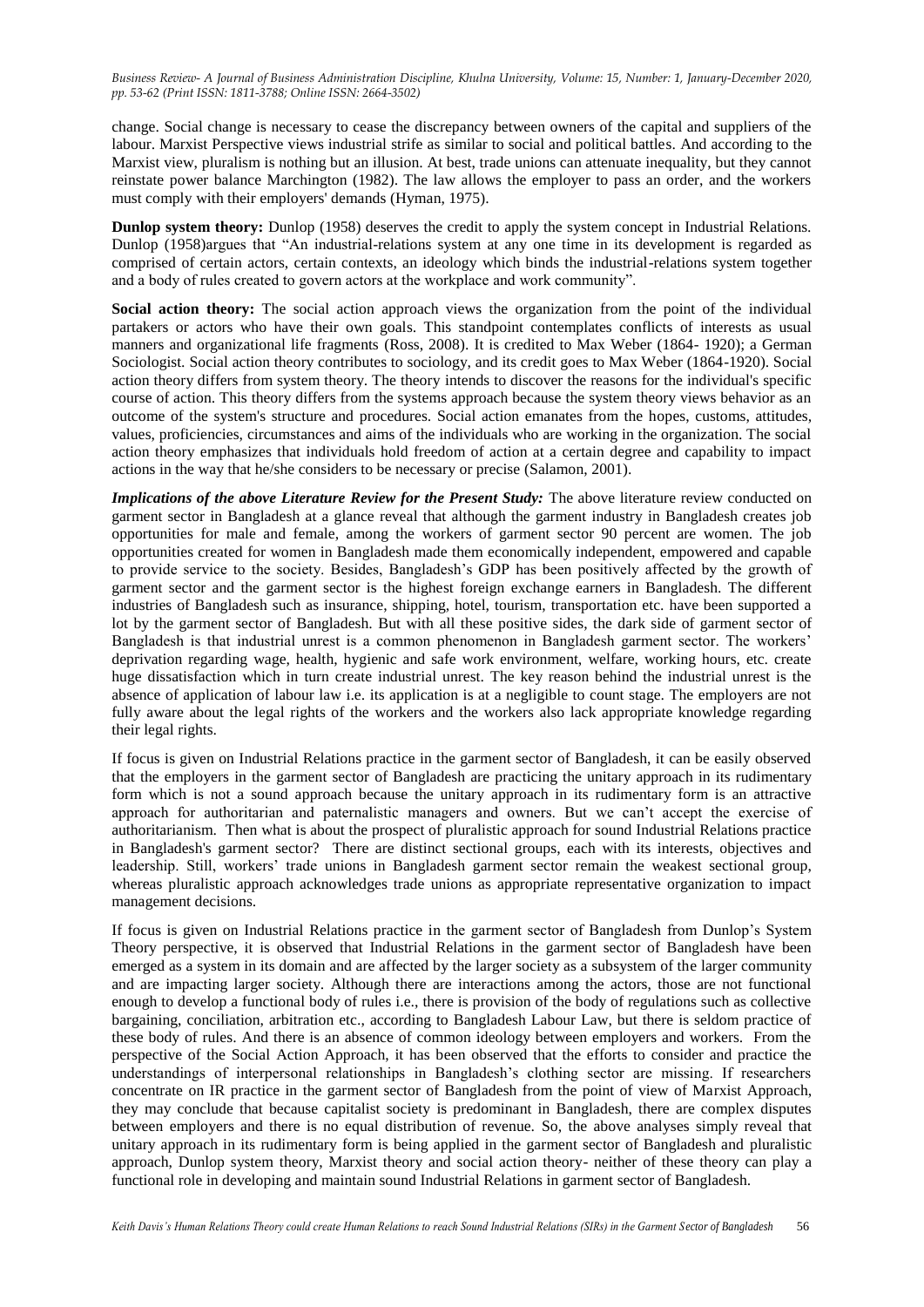change. Social change is necessary to cease the discrepancy between owners of the capital and suppliers of the labour. Marxist Perspective views industrial strife as similar to social and political battles. And according to the Marxist view, pluralism is nothing but an illusion. At best, trade unions can attenuate inequality, but they cannot reinstate power balance Marchington (1982). The law allows the employer to pass an order, and the workers must comply with their employers' demands (Hyman, 1975).

**Dunlop system theory:** Dunlop (1958) deserves the credit to apply the system concept in Industrial Relations. Dunlop (1958)argues that "An industrial-relations system at any one time in its development is regarded as comprised of certain actors, certain contexts, an ideology which binds the industrial-relations system together and a body of rules created to govern actors at the workplace and work community".

**Social action theory:** The social action approach views the organization from the point of the individual partakers or actors who have their own goals. This standpoint contemplates conflicts of interests as usual manners and organizational life fragments (Ross, 2008). It is credited to Max Weber (1864- 1920); a German Sociologist. Social action theory contributes to sociology, and its credit goes to Max Weber (1864-1920). Social action theory differs from system theory. The theory intends to discover the reasons for the individual's specific course of action. This theory differs from the systems approach because the system theory views behavior as an outcome of the system's structure and procedures. Social action emanates from the hopes, customs, attitudes, values, proficiencies, circumstances and aims of the individuals who are working in the organization. The social action theory emphasizes that individuals hold freedom of action at a certain degree and capability to impact actions in the way that he/she considers to be necessary or precise (Salamon, 2001).

***Implications of the above Literature Review for the Present Study:*** The above literature review conducted on garment sector in Bangladesh at a glance reveal that although the garment industry in Bangladesh creates job opportunities for male and female, among the workers of garment sector 90 percent are women. The job opportunities created for women in Bangladesh made them economically independent, empowered and capable to provide service to the society. Besides, Bangladesh's GDP has been positively affected by the growth of garment sector and the garment sector is the highest foreign exchange earners in Bangladesh. The different industries of Bangladesh such as insurance, shipping, hotel, tourism, transportation etc. have been supported a lot by the garment sector of Bangladesh. But with all these positive sides, the dark side of garment sector of Bangladesh is that industrial unrest is a common phenomenon in Bangladesh garment sector. The workers' deprivation regarding wage, health, hygienic and safe work environment, welfare, working hours, etc. create huge dissatisfaction which in turn create industrial unrest. The key reason behind the industrial unrest is the absence of application of labour law i.e. its application is at a negligible to count stage. The employers are not fully aware about the legal rights of the workers and the workers also lack appropriate knowledge regarding their legal rights.

If focus is given on Industrial Relations practice in the garment sector of Bangladesh, it can be easily observed that the employers in the garment sector of Bangladesh are practicing the unitary approach in its rudimentary form which is not a sound approach because the unitary approach in its rudimentary form is an attractive approach for authoritarian and paternalistic managers and owners. But we can't accept the exercise of authoritarianism. Then what is about the prospect of pluralistic approach for sound Industrial Relations practice in Bangladesh's garment sector? There are distinct sectional groups, each with its interests, objectives and leadership. Still, workers' trade unions in Bangladesh garment sector remain the weakest sectional group, whereas pluralistic approach acknowledges trade unions as appropriate representative organization to impact management decisions.

If focus is given on Industrial Relations practice in the garment sector of Bangladesh from Dunlop's System Theory perspective, it is observed that Industrial Relations in the garment sector of Bangladesh have been emerged as a system in its domain and are affected by the larger society as a subsystem of the larger community and are impacting larger society. Although there are interactions among the actors, those are not functional enough to develop a functional body of rules i.e., there is provision of the body of regulations such as collective bargaining, conciliation, arbitration etc., according to Bangladesh Labour Law, but there is seldom practice of these body of rules. And there is an absence of common ideology between employers and workers. From the perspective of the Social Action Approach, it has been observed that the efforts to consider and practice the understandings of interpersonal relationships in Bangladesh's clothing sector are missing. If researchers concentrate on IR practice in the garment sector of Bangladesh from the point of view of Marxist Approach, they may conclude that because capitalist society is predominant in Bangladesh, there are complex disputes between employers and there is no equal distribution of revenue. So, the above analyses simply reveal that unitary approach in its rudimentary form is being applied in the garment sector of Bangladesh and pluralistic approach, Dunlop system theory, Marxist theory and social action theory- neither of these theory can play a functional role in developing and maintain sound Industrial Relations in garment sector of Bangladesh.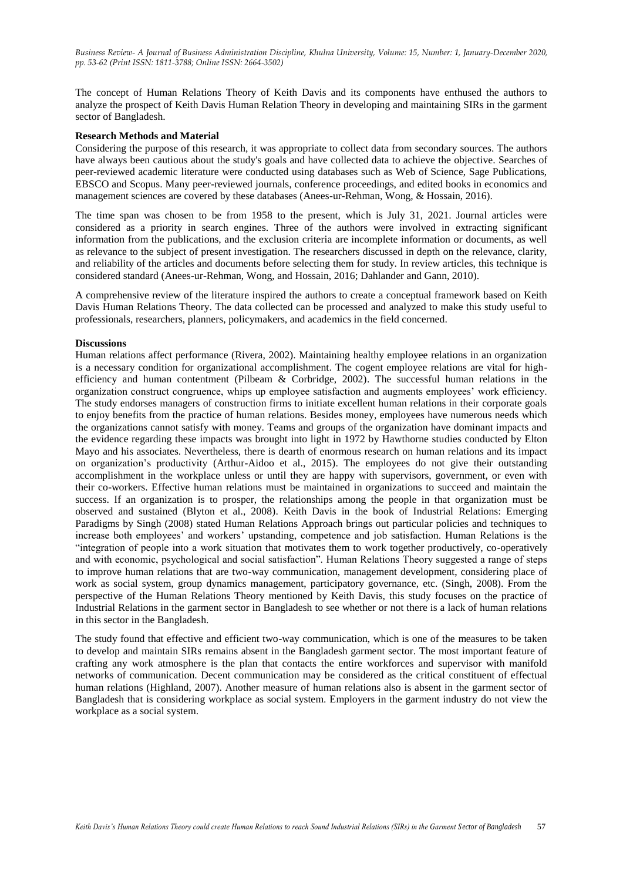The concept of Human Relations Theory of Keith Davis and its components have enthused the authors to analyze the prospect of Keith Davis Human Relation Theory in developing and maintaining SIRs in the garment sector of Bangladesh.

**Research Methods and Material**

Considering the purpose of this research, it was appropriate to collect data from secondary sources. The authors have always been cautious about the study's goals and have collected data to achieve the objective. Searches of peer-reviewed academic literature were conducted using databases such as Web of Science, Sage Publications, EBSCO and Scopus. Many peer-reviewed journals, conference proceedings, and edited books in economics and management sciences are covered by these databases (Anees-ur-Rehman, Wong, & Hossain, 2016).

The time span was chosen to be from 1958 to the present, which is July 31, 2021. Journal articles were considered as a priority in search engines. Three of the authors were involved in extracting significant information from the publications, and the exclusion criteria are incomplete information or documents, as well as relevance to the subject of present investigation. The researchers discussed in depth on the relevance, clarity, and reliability of the articles and documents before selecting them for study. In review articles, this technique is considered standard (Anees-ur-Rehman, Wong, and Hossain, 2016; Dahlander and Gann, 2010).

A comprehensive review of the literature inspired the authors to create a conceptual framework based on Keith Davis Human Relations Theory. The data collected can be processed and analyzed to make this study useful to professionals, researchers, planners, policymakers, and academics in the field concerned.

**Discussions**

Human relations affect performance (Rivera, 2002). Maintaining healthy employee relations in an organization is a necessary condition for organizational accomplishment. The cogent employee relations are vital for high-efficiency and human contentment (Pilbeam & Corbridge, 2002). The successful human relations in the organization construct congruence, whips up employee satisfaction and augments employees' work efficiency. The study endorses managers of construction firms to initiate excellent human relations in their corporate goals to enjoy benefits from the practice of human relations. Besides money, employees have numerous needs which the organizations cannot satisfy with money. Teams and groups of the organization have dominant impacts and the evidence regarding these impacts was brought into light in 1972 by Hawthorne studies conducted by Elton Mayo and his associates. Nevertheless, there is dearth of enormous research on human relations and its impact on organization's productivity (Arthur-Aidoo et al., 2015). The employees do not give their outstanding accomplishment in the workplace unless or until they are happy with supervisors, government, or even with their co-workers. Effective human relations must be maintained in organizations to succeed and maintain the success. If an organization is to prosper, the relationships among the people in that organization must be observed and sustained (Blyton et al., 2008). Keith Davis in the book of Industrial Relations: Emerging Paradigms by Singh (2008) stated Human Relations Approach brings out particular policies and techniques to increase both employees' and workers' upstanding, competence and job satisfaction. Human Relations is the "integration of people into a work situation that motivates them to work together productively, co-operatively and with economic, psychological and social satisfaction". Human Relations Theory suggested a range of steps to improve human relations that are two-way communication, management development, considering place of work as social system, group dynamics management, participatory governance, etc. (Singh, 2008). From the perspective of the Human Relations Theory mentioned by Keith Davis, this study focuses on the practice of Industrial Relations in the garment sector in Bangladesh to see whether or not there is a lack of human relations in this sector in the Bangladesh.

The study found that effective and efficient two-way communication, which is one of the measures to be taken to develop and maintain SIRs remains absent in the Bangladesh garment sector. The most important feature of crafting any work atmosphere is the plan that contacts the entire workforces and supervisor with manifold networks of communication. Decent communication may be considered as the critical constituent of effectual human relations (Highland, 2007). Another measure of human relations also is absent in the garment sector of Bangladesh that is considering workplace as social system. Employers in the garment industry do not view the workplace as a social system.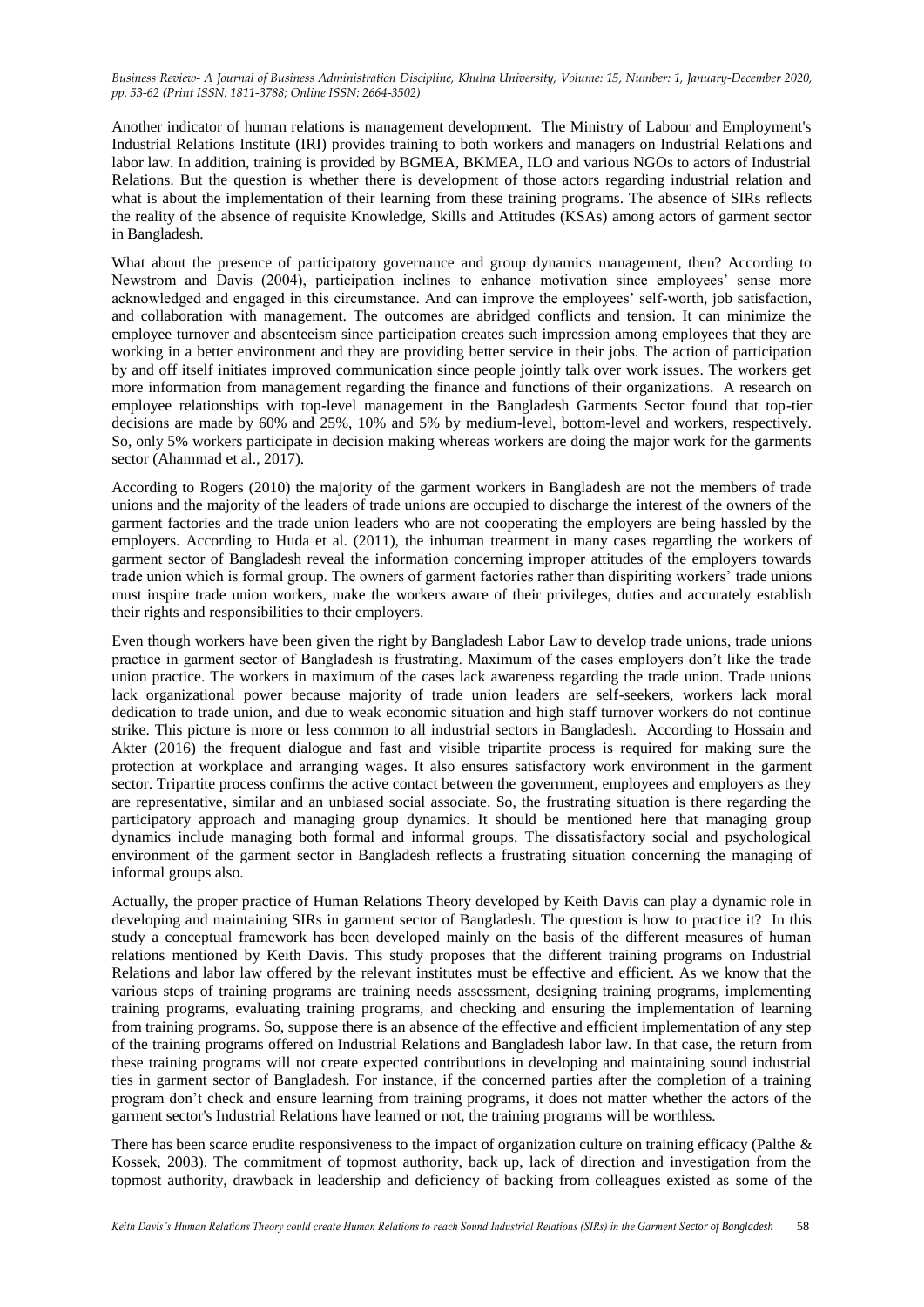Another indicator of human relations is management development. The Ministry of Labour and Employment's Industrial Relations Institute (IRI) provides training to both workers and managers on Industrial Relations and labor law. In addition, training is provided by BGMEA, BKMEA, ILO and various NGOs to actors of Industrial Relations. But the question is whether there is development of those actors regarding industrial relation and what is about the implementation of their learning from these training programs. The absence of SIRs reflects the reality of the absence of requisite Knowledge, Skills and Attitudes (KSAs) among actors of garment sector in Bangladesh.

What about the presence of participatory governance and group dynamics management, then? According to Newstrom and Davis (2004), participation inclines to enhance motivation since employees' sense more acknowledged and engaged in this circumstance. And can improve the employees' self-worth, job satisfaction, and collaboration with management. The outcomes are abridged conflicts and tension. It can minimize the employee turnover and absenteeism since participation creates such impression among employees that they are working in a better environment and they are providing better service in their jobs. The action of participation by and off itself initiates improved communication since people jointly talk over work issues. The workers get more information from management regarding the finance and functions of their organizations. A research on employee relationships with top-level management in the Bangladesh Garments Sector found that top-tier decisions are made by 60% and 25%, 10% and 5% by medium-level, bottom-level and workers, respectively. So, only 5% workers participate in decision making whereas workers are doing the major work for the garments sector (Ahammad et al., 2017).

According to Rogers (2010) the majority of the garment workers in Bangladesh are not the members of trade unions and the majority of the leaders of trade unions are occupied to discharge the interest of the owners of the garment factories and the trade union leaders who are not cooperating the employers are being hassled by the employers. According to Huda et al. (2011), the inhuman treatment in many cases regarding the workers of garment sector of Bangladesh reveal the information concerning improper attitudes of the employers towards trade union which is formal group. The owners of garment factories rather than dispiriting workers' trade unions must inspire trade union workers, make the workers aware of their privileges, duties and accurately establish their rights and responsibilities to their employers.

Even though workers have been given the right by Bangladesh Labor Law to develop trade unions, trade unions practice in garment sector of Bangladesh is frustrating. Maximum of the cases employers don't like the trade union practice. The workers in maximum of the cases lack awareness regarding the trade union. Trade unions lack organizational power because majority of trade union leaders are self-seekers, workers lack moral dedication to trade union, and due to weak economic situation and high staff turnover workers do not continue strike. This picture is more or less common to all industrial sectors in Bangladesh. According to Hossain and Akter (2016) the frequent dialogue and fast and visible tripartite process is required for making sure the protection at workplace and arranging wages. It also ensures satisfactory work environment in the garment sector. Tripartite process confirms the active contact between the government, employees and employers as they are representative, similar and an unbiased social associate. So, the frustrating situation is there regarding the participatory approach and managing group dynamics. It should be mentioned here that managing group dynamics include managing both formal and informal groups. The dissatisfactory social and psychological environment of the garment sector in Bangladesh reflects a frustrating situation concerning the managing of informal groups also.

Actually, the proper practice of Human Relations Theory developed by Keith Davis can play a dynamic role in developing and maintaining SIRs in garment sector of Bangladesh. The question is how to practice it? In this study a conceptual framework has been developed mainly on the basis of the different measures of human relations mentioned by Keith Davis. This study proposes that the different training programs on Industrial Relations and labor law offered by the relevant institutes must be effective and efficient. As we know that the various steps of training programs are training needs assessment, designing training programs, implementing training programs, evaluating training programs, and checking and ensuring the implementation of learning from training programs. So, suppose there is an absence of the effective and efficient implementation of any step of the training programs offered on Industrial Relations and Bangladesh labor law. In that case, the return from these training programs will not create expected contributions in developing and maintaining sound industrial ties in garment sector of Bangladesh. For instance, if the concerned parties after the completion of a training program don't check and ensure learning from training programs, it does not matter whether the actors of the garment sector's Industrial Relations have learned or not, the training programs will be worthless.

There has been scarce erudite responsiveness to the impact of organization culture on training efficacy (Palthe & Kossek, 2003). The commitment of topmost authority, back up, lack of direction and investigation from the topmost authority, drawback in leadership and deficiency of backing from colleagues existed as some of the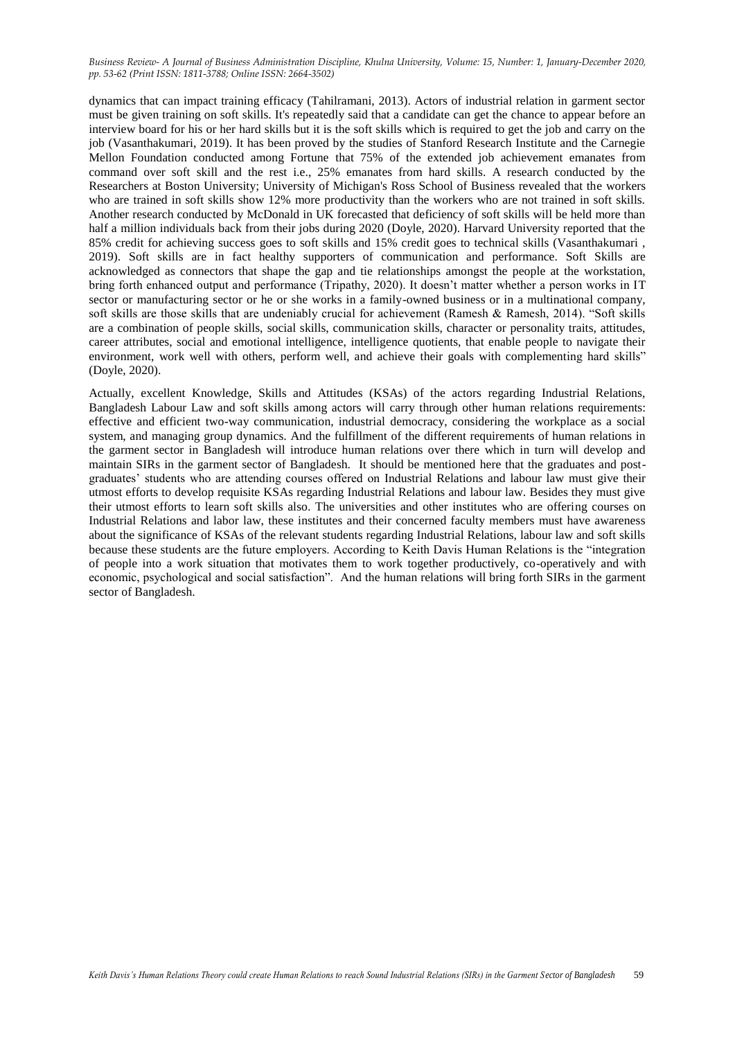dynamics that can impact training efficacy (Tahilramani, 2013). Actors of industrial relation in garment sector must be given training on soft skills. It's repeatedly said that a candidate can get the chance to appear before an interview board for his or her hard skills but it is the soft skills which is required to get the job and carry on the job (Vasanthakumari, 2019). It has been proved by the studies of Stanford Research Institute and the Carnegie Mellon Foundation conducted among Fortune that 75% of the extended job achievement emanates from command over soft skill and the rest i.e., 25% emanates from hard skills. A research conducted by the Researchers at Boston University; University of Michigan's Ross School of Business revealed that the workers who are trained in soft skills show 12% more productivity than the workers who are not trained in soft skills. Another research conducted by McDonald in UK forecasted that deficiency of soft skills will be held more than half a million individuals back from their jobs during 2020 (Doyle, 2020). Harvard University reported that the 85% credit for achieving success goes to soft skills and 15% credit goes to technical skills (Vasanthakumari , 2019). Soft skills are in fact healthy supporters of communication and performance. Soft Skills are acknowledged as connectors that shape the gap and tie relationships amongst the people at the workstation, bring forth enhanced output and performance (Tripathy, 2020). It doesn't matter whether a person works in IT sector or manufacturing sector or he or she works in a family-owned business or in a multinational company, soft skills are those skills that are undeniably crucial for achievement (Ramesh & Ramesh, 2014). "Soft skills are a combination of people skills, social skills, communication skills, character or personality traits, attitudes, career attributes, social and emotional intelligence, intelligence quotients, that enable people to navigate their environment, work well with others, perform well, and achieve their goals with complementing hard skills" (Doyle, 2020).

Actually, excellent Knowledge, Skills and Attitudes (KSAs) of the actors regarding Industrial Relations, Bangladesh Labour Law and soft skills among actors will carry through other human relations requirements: effective and efficient two-way communication, industrial democracy, considering the workplace as a social system, and managing group dynamics. And the fulfillment of the different requirements of human relations in the garment sector in Bangladesh will introduce human relations over there which in turn will develop and maintain SIRs in the garment sector of Bangladesh. It should be mentioned here that the graduates and post-graduates' students who are attending courses offered on Industrial Relations and labour law must give their utmost efforts to develop requisite KSAs regarding Industrial Relations and labour law. Besides they must give their utmost efforts to learn soft skills also. The universities and other institutes who are offering courses on Industrial Relations and labor law, these institutes and their concerned faculty members must have awareness about the significance of KSAs of the relevant students regarding Industrial Relations, labour law and soft skills because these students are the future employers. According to Keith Davis Human Relations is the "integration of people into a work situation that motivates them to work together productively, co-operatively and with economic, psychological and social satisfaction". And the human relations will bring forth SIRs in the garment sector of Bangladesh.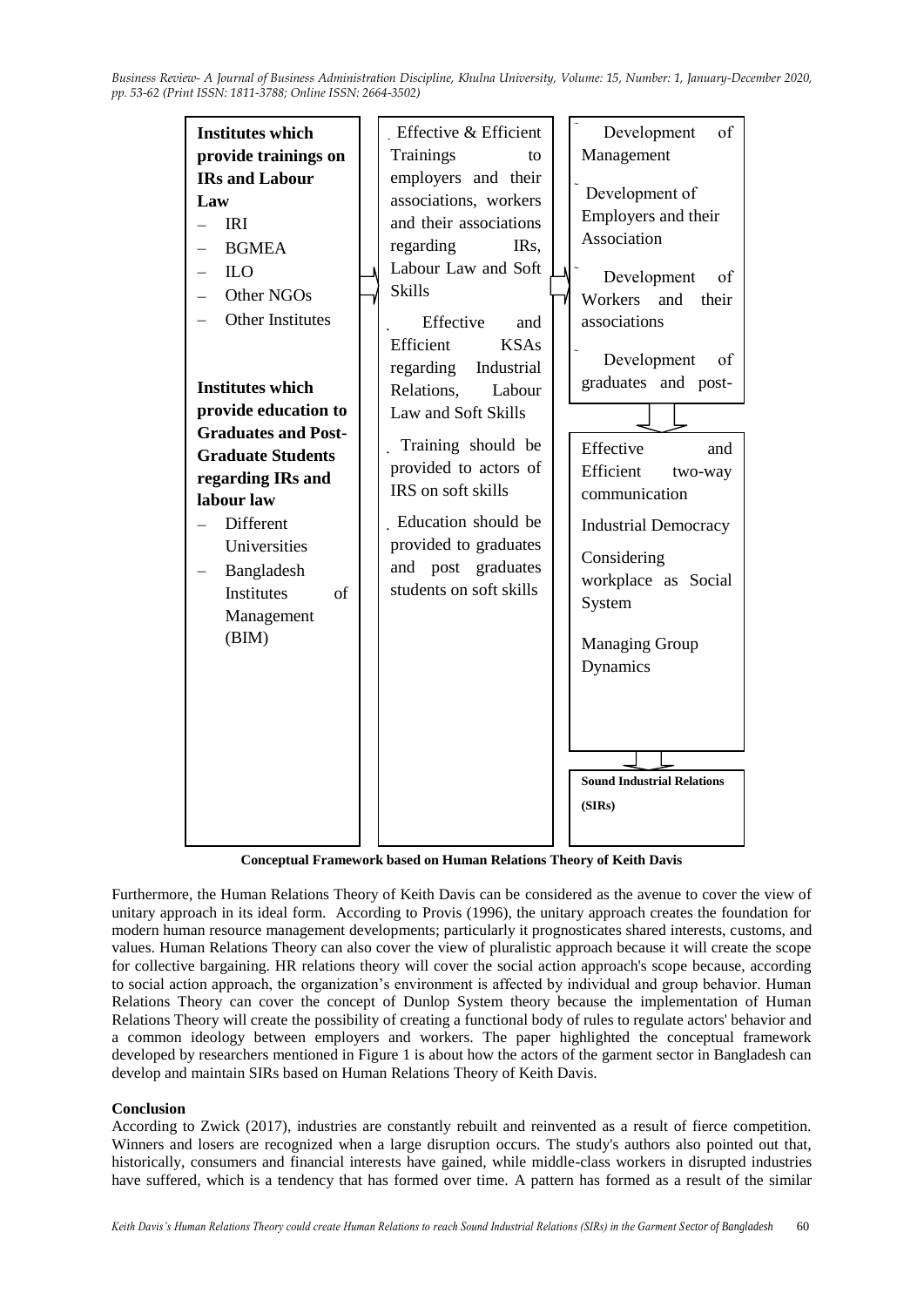**Institutes which provide trainings on IRs and Labour Law**

- IRI
- BGMEA
- ILO
- Other NGOs
- Other Institutes

**Institutes which provide education to Graduates and Post-Graduate Students regarding IRs and labour law**

- Different Universities
- Bangladesh Institutes of Management (BIM)

→

- Effective & Efficient Trainings to employers and their associations, workers and their associations regarding IRs, Labour Law and Soft Skills
- Effective and Efficient KSAs regarding Industrial Relations, Labour Law and Soft Skills
- Training should be provided to actors of IRS on soft skills
- Education should be provided to graduates and post graduates students on soft skills

→

- Development of Management
- Development of Employers and their Association
- Development of Workers and their associations
- Development of graduates and post-

↓

Effective and Efficient two-way communication

Industrial Democracy

Considering workplace as Social System

Managing Group Dynamics

↓

**Sound Industrial Relations (SIRs)**

**Conceptual Framework based on Human Relations Theory of Keith Davis**

Furthermore, the Human Relations Theory of Keith Davis can be considered as the avenue to cover the view of unitary approach in its ideal form. According to Provis (1996), the unitary approach creates the foundation for modern human resource management developments; particularly it prognosticates shared interests, customs, and values. Human Relations Theory can also cover the view of pluralistic approach because it will create the scope for collective bargaining. HR relations theory will cover the social action approach's scope because, according to social action approach, the organization's environment is affected by individual and group behavior. Human Relations Theory can cover the concept of Dunlop System theory because the implementation of Human Relations Theory will create the possibility of creating a functional body of rules to regulate actors' behavior and a common ideology between employers and workers. The paper highlighted the conceptual framework developed by researchers mentioned in Figure 1 is about how the actors of the garment sector in Bangladesh can develop and maintain SIRs based on Human Relations Theory of Keith Davis.

**Conclusion**

According to Zwick (2017), industries are constantly rebuilt and reinvented as a result of fierce competition. Winners and losers are recognized when a large disruption occurs. The study's authors also pointed out that, historically, consumers and financial interests have gained, while middle-class workers in disrupted industries have suffered, which is a tendency that has formed over time. A pattern has formed as a result of the similar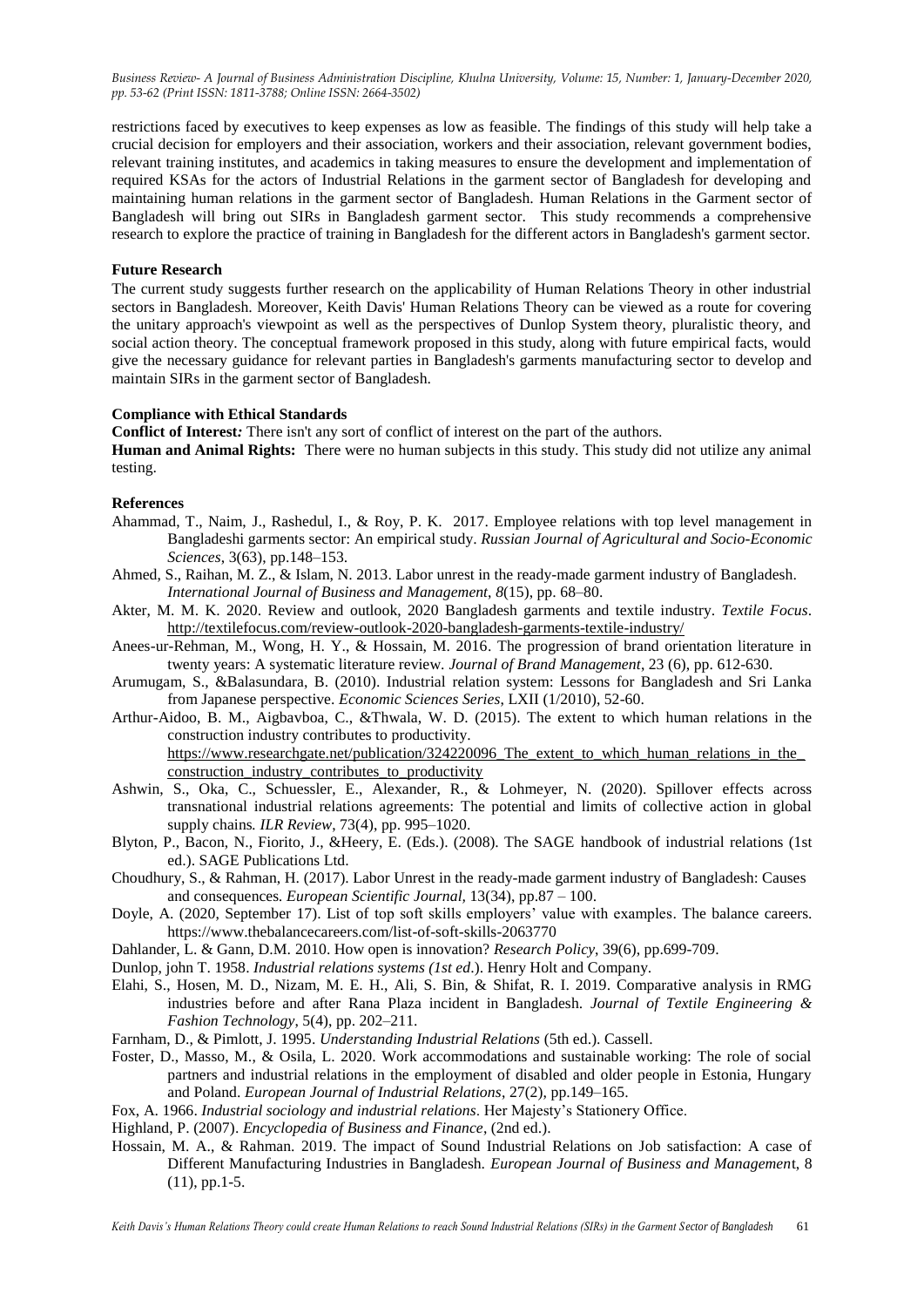restrictions faced by executives to keep expenses as low as feasible. The findings of this study will help take a crucial decision for employers and their association, workers and their association, relevant government bodies, relevant training institutes, and academics in taking measures to ensure the development and implementation of required KSAs for the actors of Industrial Relations in the garment sector of Bangladesh for developing and maintaining human relations in the garment sector of Bangladesh. Human Relations in the Garment sector of Bangladesh will bring out SIRs in Bangladesh garment sector. This study recommends a comprehensive research to explore the practice of training in Bangladesh for the different actors in Bangladesh's garment sector.

**Future Research**

The current study suggests further research on the applicability of Human Relations Theory in other industrial sectors in Bangladesh. Moreover, Keith Davis' Human Relations Theory can be viewed as a route for covering the unitary approach's viewpoint as well as the perspectives of Dunlop System theory, pluralistic theory, and social action theory. The conceptual framework proposed in this study, along with future empirical facts, would give the necessary guidance for relevant parties in Bangladesh's garments manufacturing sector to develop and maintain SIRs in the garment sector of Bangladesh.

**Compliance with Ethical Standards**

**Conflict of Interest*:*** There isn't any sort of conflict of interest on the part of the authors.

**Human and Animal Rights:** There were no human subjects in this study. This study did not utilize any animal testing.

**References**

Ahammad, T., Naim, J., Rashedul, I., & Roy, P. K. 2017. Employee relations with top level management in Bangladeshi garments sector: An empirical study. *Russian Journal of Agricultural and Socio-Economic Sciences*, 3(63), pp.148–153.

Ahmed, S., Raihan, M. Z., & Islam, N. 2013. Labor unrest in the ready-made garment industry of Bangladesh. *International Journal of Business and Management*, *8*(15), pp. 68–80.

Akter, M. M. K. 2020. Review and outlook, 2020 Bangladesh garments and textile industry. *Textile Focus*. http://textilefocus.com/review-outlook-2020-bangladesh-garments-textile-industry/

Anees-ur-Rehman, M., Wong, H. Y., & Hossain, M. 2016. The progression of brand orientation literature in twenty years: A systematic literature review. *Journal of Brand Management*, 23 (6), pp. 612-630.

Arumugam, S., &Balasundara, B. (2010). Industrial relation system: Lessons for Bangladesh and Sri Lanka from Japanese perspective. *Economic Sciences Series*, LXII (1/2010), 52-60.

Arthur-Aidoo, B. M., Aigbavboa, C., &Thwala, W. D. (2015). The extent to which human relations in the construction industry contributes to productivity. https://www.researchgate.net/publication/324220096_The_extent_to_which_human_relations_in_the_construction_industry_contributes_to_productivity

Ashwin, S., Oka, C., Schuessler, E., Alexander, R., & Lohmeyer, N. (2020). Spillover effects across transnational industrial relations agreements: The potential and limits of collective action in global supply chains*. ILR Review*, 73(4), pp. 995–1020.

Blyton, P., Bacon, N., Fiorito, J., &Heery, E. (Eds.). (2008). The SAGE handbook of industrial relations (1st ed.). SAGE Publications Ltd.

Choudhury, S., & Rahman, H. (2017). Labor Unrest in the ready-made garment industry of Bangladesh: Causes and consequences. *European Scientific Journal*, 13(34), pp.87 – 100.

Doyle, A. (2020, September 17). List of top soft skills employers' value with examples. The balance careers. https://www.thebalancecareers.com/list-of-soft-skills-2063770

Dahlander, L. & Gann, D.M. 2010. How open is innovation? *Research Policy*, 39(6), pp.699-709.

Dunlop, john T. 1958. *Industrial relations systems (1st ed*.). Henry Holt and Company.

Elahi, S., Hosen, M. D., Nizam, M. E. H., Ali, S. Bin, & Shifat, R. I. 2019. Comparative analysis in RMG industries before and after Rana Plaza incident in Bangladesh. *Journal of Textile Engineering & Fashion Technology*, 5(4), pp. 202–211.

Farnham, D., & Pimlott, J. 1995. *Understanding Industrial Relations* (5th ed.). Cassell.

Foster, D., Masso, M., & Osila, L. 2020. Work accommodations and sustainable working: The role of social partners and industrial relations in the employment of disabled and older people in Estonia, Hungary and Poland. *European Journal of Industrial Relations*, 27(2), pp.149–165.

Fox, A. 1966. *Industrial sociology and industrial relations*. Her Majesty's Stationery Office.

Highland, P. (2007). *Encyclopedia of Business and Finance*, (2nd ed.).

Hossain, M. A., & Rahman. 2019. The impact of Sound Industrial Relations on Job satisfaction: A case of Different Manufacturing Industries in Bangladesh. *European Journal of Business and Managemen*t, 8 (11), pp.1-5.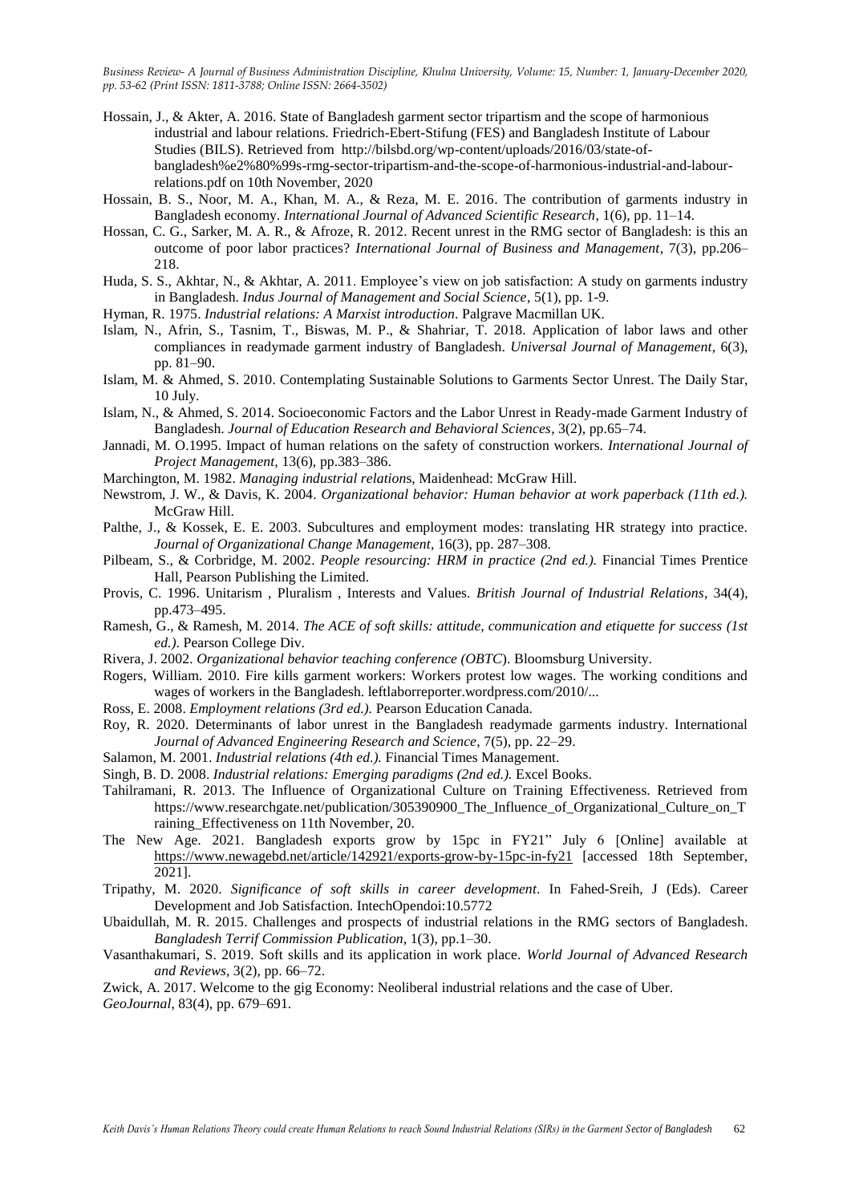Hossain, J., & Akter, A. 2016. State of Bangladesh garment sector tripartism and the scope of harmonious industrial and labour relations. Friedrich-Ebert-Stifung (FES) and Bangladesh Institute of Labour Studies (BILS). Retrieved from http://bilsbd.org/wp-content/uploads/2016/03/state-of-bangladesh%e2%80%99s-rmg-sector-tripartism-and-the-scope-of-harmonious-industrial-and-labour-relations.pdf on 10th November, 2020

Hossain, B. S., Noor, M. A., Khan, M. A., & Reza, M. E. 2016. The contribution of garments industry in Bangladesh economy. *International Journal of Advanced Scientific Research*, 1(6), pp. 11–14.

Hossan, C. G., Sarker, M. A. R., & Afroze, R. 2012. Recent unrest in the RMG sector of Bangladesh: is this an outcome of poor labor practices? *International Journal of Business and Management*, 7(3), pp.206–218.

Huda, S. S., Akhtar, N., & Akhtar, A. 2011. Employee's view on job satisfaction: A study on garments industry in Bangladesh. *Indus Journal of Management and Social Science*, 5(1), pp. 1-9.

Hyman, R. 1975. *Industrial relations: A Marxist introduction*. Palgrave Macmillan UK.

Islam, N., Afrin, S., Tasnim, T., Biswas, M. P., & Shahriar, T. 2018. Application of labor laws and other compliances in readymade garment industry of Bangladesh. *Universal Journal of Management*, 6(3), pp. 81–90.

Islam, M. & Ahmed, S. 2010. Contemplating Sustainable Solutions to Garments Sector Unrest. The Daily Star, 10 July.

Islam, N., & Ahmed, S. 2014. Socioeconomic Factors and the Labor Unrest in Ready-made Garment Industry of Bangladesh. *Journal of Education Research and Behavioral Sciences*, 3(2), pp.65–74.

Jannadi, M. O.1995. Impact of human relations on the safety of construction workers. *International Journal of Project Management*, 13(6), pp.383–386.

Marchington, M. 1982. *Managing industrial relations*, Maidenhead: McGraw Hill.

Newstrom, J. W., & Davis, K. 2004. *Organizational behavior: Human behavior at work paperback (11th ed.).* McGraw Hill.

Palthe, J., & Kossek, E. E. 2003. Subcultures and employment modes: translating HR strategy into practice. *Journal of Organizational Change Management*, 16(3), pp. 287–308.

Pilbeam, S., & Corbridge, M. 2002. *People resourcing: HRM in practice (2nd ed.).* Financial Times Prentice Hall, Pearson Publishing the Limited.

Provis, C. 1996. Unitarism , Pluralism , Interests and Values. *British Journal of Industrial Relations*, 34(4), pp.473–495.

Ramesh, G., & Ramesh, M. 2014. *The ACE of soft skills: attitude, communication and etiquette for success (1st ed.)*. Pearson College Div.

Rivera, J. 2002. *Organizational behavior teaching conference (OBTC*). Bloomsburg University.

Rogers, William. 2010. Fire kills garment workers: Workers protest low wages. The working conditions and wages of workers in the Bangladesh. leftlaborreporter.wordpress.com/2010/...

Ross, E. 2008. *Employment relations (3rd ed.).* Pearson Education Canada.

Roy, R. 2020. Determinants of labor unrest in the Bangladesh readymade garments industry. International *Journal of Advanced Engineering Research and Science*, 7(5), pp. 22–29.

Salamon, M. 2001. *Industrial relations (4th ed.).* Financial Times Management.

Singh, B. D. 2008. *Industrial relations: Emerging paradigms (2nd ed.).* Excel Books.

Tahilramani, R. 2013. The Influence of Organizational Culture on Training Effectiveness. Retrieved from https://www.researchgate.net/publication/305390900_The_Influence_of_Organizational_Culture_on_Training_Effectiveness on 11th November, 20.

The New Age. 2021. Bangladesh exports grow by 15pc in FY21" July 6 [Online] available at https://www.newagebd.net/article/142921/exports-grow-by-15pc-in-fy21 [accessed 18th September, 2021].

Tripathy, M. 2020. *Significance of soft skills in career development*. In Fahed-Sreih, J (Eds). Career Development and Job Satisfaction. IntechOpendoi:10.5772

Ubaidullah, M. R. 2015. Challenges and prospects of industrial relations in the RMG sectors of Bangladesh. *Bangladesh Terrif Commission Publication*, 1(3), pp.1–30.

Vasanthakumari, S. 2019. Soft skills and its application in work place. *World Journal of Advanced Research and Reviews*, 3(2), pp. 66–72.

Zwick, A. 2017. Welcome to the gig Economy: Neoliberal industrial relations and the case of Uber. *GeoJournal*, 83(4), pp. 679–691.